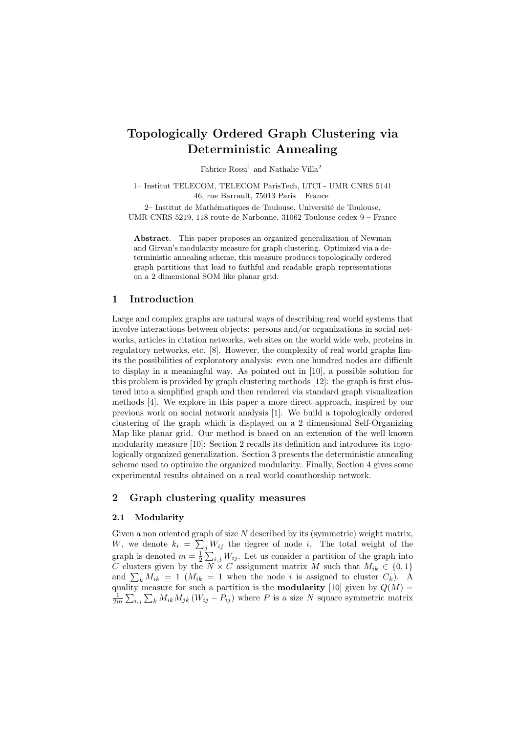# Topologically Ordered Graph Clustering via Deterministic Annealing

Fabrice Rossi[1] and Nathalie Villa[2]

1– Institut TELECOM, TELECOM ParisTech, LTCI - UMR CNRS 5141
46, rue Barrault, 75013 Paris – France

2– Institut de Mathématiques de Toulouse, Université de Toulouse,
UMR CNRS 5219, 118 route de Narbonne, 31062 Toulouse cedex 9 – France

**Abstract**. This paper proposes an organized generalization of Newman and Girvan's modularity measure for graph clustering. Optimized via a deterministic annealing scheme, this measure produces topologically ordered graph partitions that lead to faithful and readable graph representations on a 2 dimensional SOM like planar grid.

## 1 Introduction

Large and complex graphs are natural ways of describing real world systems that involve interactions between objects: persons and/or organizations in social networks, articles in citation networks, web sites on the world wide web, proteins in regulatory networks, etc. [8]. However, the complexity of real world graphs limits the possibilities of exploratory analysis: even one hundred nodes are difficult to display in a meaningful way. As pointed out in [10], a possible solution for this problem is provided by graph clustering methods [12]: the graph is first clustered into a simplified graph and then rendered via standard graph visualization methods [4]. We explore in this paper a more direct approach, inspired by our previous work on social network analysis [1]. We build a topologically ordered clustering of the graph which is displayed on a 2 dimensional Self-Organizing Map like planar grid. Our method is based on an extension of the well known modularity measure [10]: Section 2 recalls its definition and introduces its topologically organized generalization. Section 3 presents the deterministic annealing scheme used to optimize the organized modularity. Finally, Section 4 gives some experimental results obtained on a real world coauthorship network.

## 2 Graph clustering quality measures

### 2.1 Modularity

Given a non oriented graph of size $N$ described by its (symmetric) weight matrix, $W$, we denote $k_i = \sum_j W_{ij}$ the degree of node $i$. The total weight of the graph is denoted $m = \frac{1}{2}\sum_{i,j} W_{ij}$. Let us consider a partition of the graph into $C$ clusters given by the $N \times C$ assignment matrix $M$ such that $M_{ik} \in \{0, 1\}$ and $\sum_k M_{ik} = 1$ ($M_{ik} = 1$ when the node $i$ is assigned to cluster $C_k$). A quality measure for such a partition is the **modularity** [10] given by $Q(M) = \frac{1}{2m}\sum_{i,j}\sum_k M_{ik}M_{jk}(W_{ij} - P_{ij})$ where $P$ is a size $N$ square symmetric matrix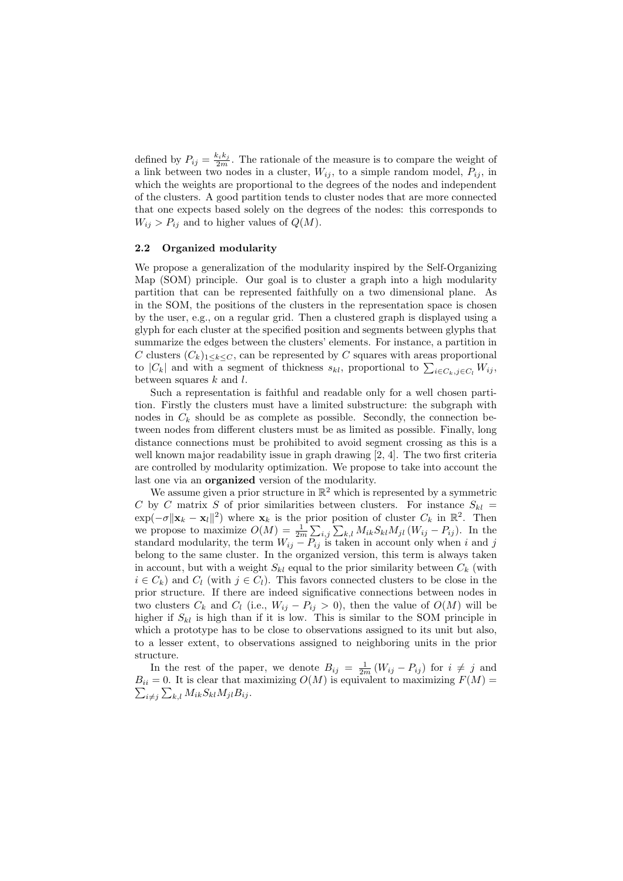defined by $P_{ij} = \frac{k_i k_j}{2m}$. The rationale of the measure is to compare the weight of a link between two nodes in a cluster, $W_{ij}$, to a simple random model, $P_{ij}$, in which the weights are proportional to the degrees of the nodes and independent of the clusters. A good partition tends to cluster nodes that are more connected that one expects based solely on the degrees of the nodes: this corresponds to $W_{ij} > P_{ij}$ and to higher values of $Q(M)$.

### 2.2 Organized modularity

We propose a generalization of the modularity inspired by the Self-Organizing Map (SOM) principle. Our goal is to cluster a graph into a high modularity partition that can be represented faithfully on a two dimensional plane. As in the SOM, the positions of the clusters in the representation space is chosen by the user, e.g., on a regular grid. Then a clustered graph is displayed using a glyph for each cluster at the specified position and segments between glyphs that summarize the edges between the clusters' elements. For instance, a partition in $C$ clusters $(C_k)_{1\leq k\leq C}$, can be represented by $C$ squares with areas proportional to $|C_k|$ and with a segment of thickness $s_{kl}$, proportional to $\sum_{i\in C_k, j\in C_l} W_{ij}$, between squares $k$ and $l$.

Such a representation is faithful and readable only for a well chosen partition. Firstly the clusters must have a limited substructure: the subgraph with nodes in $C_k$ should be as complete as possible. Secondly, the connection between nodes from different clusters must be as limited as possible. Finally, long distance connections must be prohibited to avoid segment crossing as this is a well known major readability issue in graph drawing [2, 4]. The two first criteria are controlled by modularity optimization. We propose to take into account the last one via an **organized** version of the modularity.

We assume given a prior structure in $\mathbb{R}^2$ which is represented by a symmetric $C$ by $C$ matrix $S$ of prior similarities between clusters. For instance $S_{kl} = \exp(-\sigma\|\mathbf{x}_k - \mathbf{x}_l\|^2)$ where $\mathbf{x}_k$ is the prior position of cluster $C_k$ in $\mathbb{R}^2$. Then we propose to maximize $O(M) = \frac{1}{2m}\sum_{i,j}\sum_{k,l} M_{ik}S_{kl}M_{jl}\left(W_{ij} - P_{ij}\right)$. In the standard modularity, the term $W_{ij} - P_{ij}$ is taken in account only when $i$ and $j$ belong to the same cluster. In the organized version, this term is always taken in account, but with a weight $S_{kl}$ equal to the prior similarity between $C_k$ (with $i \in C_k$) and $C_l$ (with $j \in C_l$). This favors connected clusters to be close in the prior structure. If there are indeed significative connections between nodes in two clusters $C_k$ and $C_l$ (i.e., $W_{ij} - P_{ij} > 0$), then the value of $O(M)$ will be higher if $S_{kl}$ is high than if it is low. This is similar to the SOM principle in which a prototype has to be close to observations assigned to its unit but also, to a lesser extent, to observations assigned to neighboring units in the prior structure.

In the rest of the paper, we denote $B_{ij} = \frac{1}{2m}\left(W_{ij} - P_{ij}\right)$ for $i \neq j$ and $B_{ii} = 0$. It is clear that maximizing $O(M)$ is equivalent to maximizing $F(M) = \sum_{i\neq j}\sum_{k,l} M_{ik}S_{kl}M_{jl}B_{ij}$.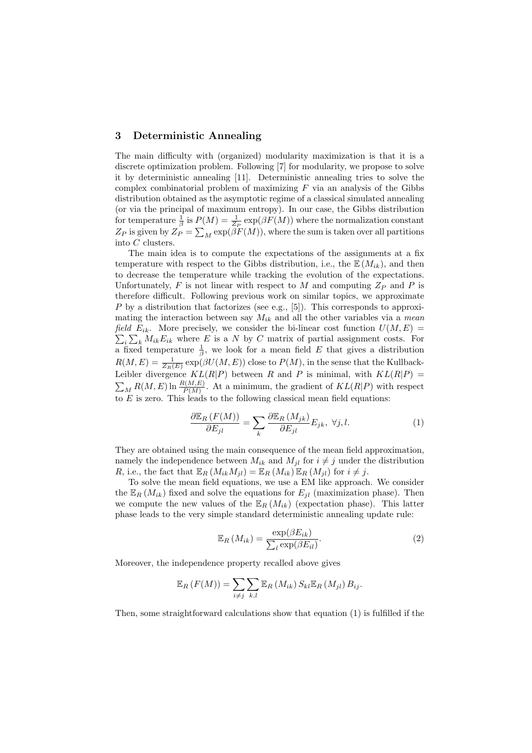## 3 Deterministic Annealing

The main difficulty with (organized) modularity maximization is that it is a discrete optimization problem. Following [7] for modularity, we propose to solve it by deterministic annealing [11]. Deterministic annealing tries to solve the complex combinatorial problem of maximizing $F$ via an analysis of the Gibbs distribution obtained as the asymptotic regime of a classical simulated annealing (or via the principal of maximum entropy). In our case, the Gibbs distribution for temperature $\frac{1}{\beta}$ is $P(M) = \frac{1}{Z_P}\exp(\beta F(M))$ where the normalization constant $Z_P$ is given by $Z_P = \sum_M \exp(\beta F(M))$, where the sum is taken over all partitions into $C$ clusters.

The main idea is to compute the expectations of the assignments at a fix temperature with respect to the Gibbs distribution, i.e., the $\mathbb{E}(M_{ik})$, and then to decrease the temperature while tracking the evolution of the expectations. Unfortunately, $F$ is not linear with respect to $M$ and computing $Z_P$ and $P$ is therefore difficult. Following previous work on similar topics, we approximate $P$ by a distribution that factorizes (see e.g., [5]). This corresponds to approximating the interaction between say $M_{ik}$ and all the other variables via a *mean field* $E_{ik}$. More precisely, we consider the bi-linear cost function $U(M,E) = \sum_i \sum_k M_{ik}E_{ik}$ where $E$ is a $N$ by $C$ matrix of partial assignment costs. For a fixed temperature $\frac{1}{\beta}$, we look for a mean field $E$ that gives a distribution $R(M,E) = \frac{1}{Z_R(E)}\exp(\beta U(M,E))$ close to $P(M)$, in the sense that the Kullback-Leibler divergence $KL(R|P)$ between $R$ and $P$ is minimal, with $KL(R|P) = \sum_M R(M,E)\ln\frac{R(M,E)}{P(M)}$. At a minimum, the gradient of $KL(R|P)$ with respect to $E$ is zero. This leads to the following classical mean field equations:

$$\frac{\partial \mathbb{E}_R(F(M))}{\partial E_{jl}} = \sum_k \frac{\partial \mathbb{E}_R(M_{jk})}{\partial E_{jl}} E_{jk},\ \forall j,l. \tag{1}$$

They are obtained using the main consequence of the mean field approximation, namely the independence between $M_{ik}$ and $M_{jl}$ for $i \neq j$ under the distribution $R$, i.e., the fact that $\mathbb{E}_R(M_{ik}M_{jl}) = \mathbb{E}_R(M_{ik})\mathbb{E}_R(M_{jl})$ for $i \neq j$.

To solve the mean field equations, we use a EM like approach. We consider the $\mathbb{E}_R(M_{ik})$ fixed and solve the equations for $E_{jl}$ (maximization phase). Then we compute the new values of the $\mathbb{E}_R(M_{ik})$ (expectation phase). This latter phase leads to the very simple standard deterministic annealing update rule:

$$\mathbb{E}_R(M_{ik}) = \frac{\exp(\beta E_{ik})}{\sum_l \exp(\beta E_{il})}. \tag{2}$$

Moreover, the independence property recalled above gives

$$\mathbb{E}_R(F(M)) = \sum_{i \neq j}\sum_{k,l} \mathbb{E}_R(M_{ik}) S_{kl} \mathbb{E}_R(M_{jl}) B_{ij}.$$

Then, some straightforward calculations show that equation (1) is fulfilled if the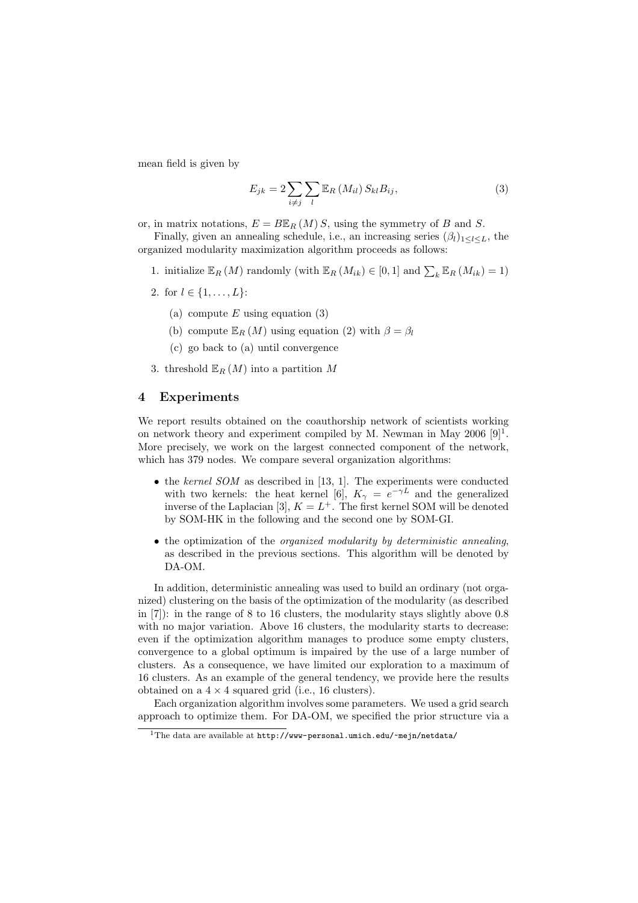mean field is given by

$$E_{jk} = 2 \sum_{i \neq j} \sum_{l} \mathbb{E}_R(M_{il}) S_{kl} B_{ij}, \tag{3}$$

or, in matrix notations, $E = B\mathbb{E}_R(M) S$, using the symmetry of $B$ and $S$.

Finally, given an annealing schedule, i.e., an increasing series $(\beta_l)_{1 \leq l \leq L}$, the organized modularity maximization algorithm proceeds as follows:

1. initialize $\mathbb{E}_R(M)$ randomly (with $\mathbb{E}_R(M_{ik}) \in [0, 1]$ and $\sum_k \mathbb{E}_R(M_{ik}) = 1$)
2. for $l \in \{1, \dots, L\}$:
   (a) compute $E$ using equation (3)
   (b) compute $\mathbb{E}_R(M)$ using equation (2) with $\beta = \beta_l$
   (c) go back to (a) until convergence
3. threshold $\mathbb{E}_R(M)$ into a partition $M$

## 4 Experiments

We report results obtained on the coauthorship network of scientists working on network theory and experiment compiled by M. Newman in May 2006 [9][1]. More precisely, we work on the largest connected component of the network, which has 379 nodes. We compare several organization algorithms:

- the *kernel SOM* as described in [13, 1]. The experiments were conducted with two kernels: the heat kernel [6], $K_\gamma = e^{-\gamma L}$ and the generalized inverse of the Laplacian [3], $K = L^+$. The first kernel SOM will be denoted by SOM-HK in the following and the second one by SOM-GI.
- the optimization of the *organized modularity by deterministic annealing*, as described in the previous sections. This algorithm will be denoted by DA-OM.

In addition, deterministic annealing was used to build an ordinary (not organized) clustering on the basis of the optimization of the modularity (as described in [7]): in the range of 8 to 16 clusters, the modularity stays slightly above 0.8 with no major variation. Above 16 clusters, the modularity starts to decrease: even if the optimization algorithm manages to produce some empty clusters, convergence to a global optimum is impaired by the use of a large number of clusters. As a consequence, we have limited our exploration to a maximum of 16 clusters. As an example of the general tendency, we provide here the results obtained on a $4 \times 4$ squared grid (i.e., 16 clusters).

Each organization algorithm involves some parameters. We used a grid search approach to optimize them. For DA-OM, we specified the prior structure via a

[1] The data are available at `http://www-personal.umich.edu/~mejn/netdata/`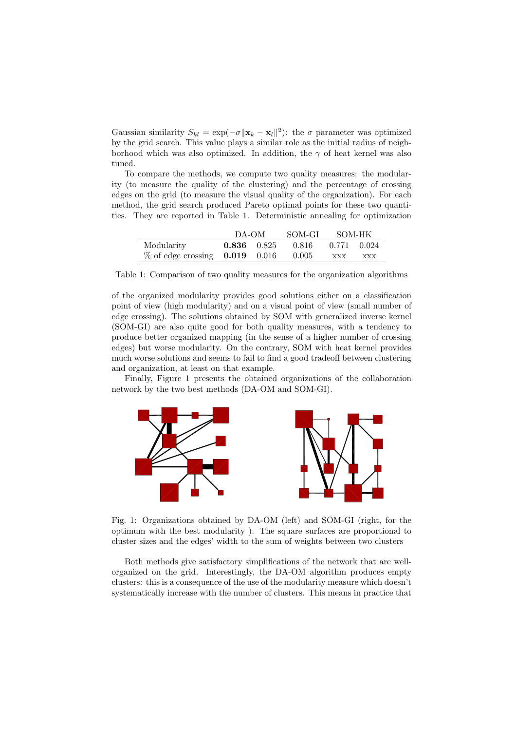Gaussian similarity $S_{kl} = \exp(-\sigma\|\mathbf{x}_k - \mathbf{x}_l\|^2)$: the $\sigma$ parameter was optimized by the grid search. This value plays a similar role as the initial radius of neighborhood which was also optimized. In addition, the $\gamma$ of heat kernel was also tuned.

To compare the methods, we compute two quality measures: the modularity (to measure the quality of the clustering) and the percentage of crossing edges on the grid (to measure the visual quality of the organization). For each method, the grid search produced Pareto optimal points for these two quantities. They are reported in Table 1. Deterministic annealing for optimization of the organized modularity provides good solutions either on a classification point of view (high modularity) and on a visual point of view (small number of edge crossing). The solutions obtained by SOM with generalized inverse kernel (SOM-GI) are also quite good for both quality measures, with a tendency to produce better organized mapping (in the sense of a higher number of crossing edges) but worse modularity. On the contrary, SOM with heat kernel provides much worse solutions and seems to fail to find a good tradeoff between clustering and organization, at least on that example.

| | DA-OM | | SOM-GI | SOM-HK | |
|---|---|---|---|---|---|
| Modularity | **0.836** | 0.825 | 0.816 | 0.771 | 0.024 |
| % of edge crossing | **0.019** | 0.016 | 0.005 | xxx | xxx |

Table 1: Comparison of two quality measures for the organization algorithms

Finally, Figure 1 presents the obtained organizations of the collaboration network by the two best methods (DA-OM and SOM-GI).

Fig. 1: Organizations obtained by DA-OM (left) and SOM-GI (right, for the optimum with the best modularity ). The square surfaces are proportional to cluster sizes and the edges' width to the sum of weights between two clusters

Both methods give satisfactory simplifications of the network that are well-organized on the grid. Interestingly, the DA-OM algorithm produces empty clusters: this is a consequence of the use of the modularity measure which doesn't systematically increase with the number of clusters. This means in practice that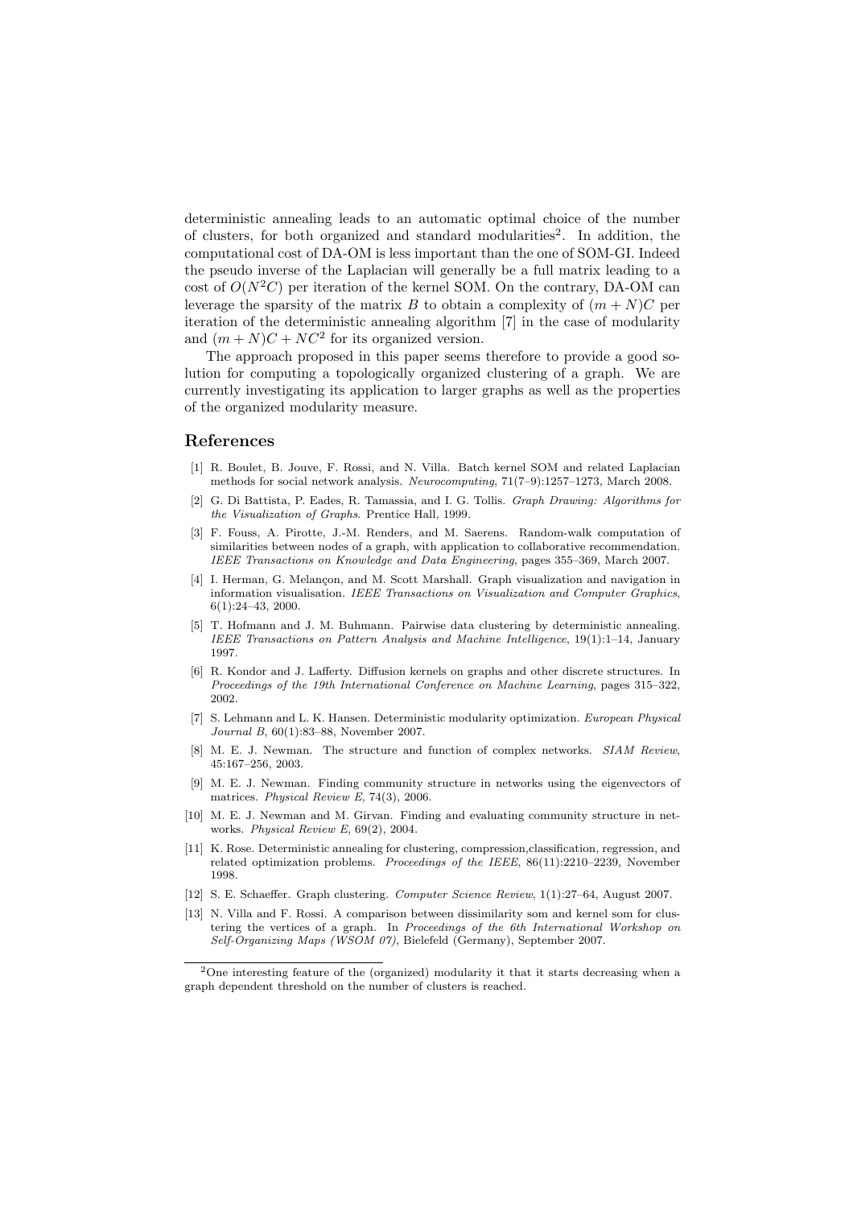deterministic annealing leads to an automatic optimal choice of the number of clusters, for both organized and standard modularities[2]. In addition, the computational cost of DA-OM is less important than the one of SOM-GI. Indeed the pseudo inverse of the Laplacian will generally be a full matrix leading to a cost of $O(N^2C)$ per iteration of the kernel SOM. On the contrary, DA-OM can leverage the sparsity of the matrix $B$ to obtain a complexity of $(m+N)C$ per iteration of the deterministic annealing algorithm [7] in the case of modularity and $(m+N)C + NC^2$ for its organized version.

The approach proposed in this paper seems therefore to provide a good solution for computing a topologically organized clustering of a graph. We are currently investigating its application to larger graphs as well as the properties of the organized modularity measure.

## References

[1] R. Boulet, B. Jouve, F. Rossi, and N. Villa. Batch kernel SOM and related Laplacian methods for social network analysis. *Neurocomputing*, 71(7–9):1257–1273, March 2008.

[2] G. Di Battista, P. Eades, R. Tamassia, and I. G. Tollis. *Graph Drawing: Algorithms for the Visualization of Graphs*. Prentice Hall, 1999.

[3] F. Fouss, A. Pirotte, J.-M. Renders, and M. Saerens. Random-walk computation of similarities between nodes of a graph, with application to collaborative recommendation. *IEEE Transactions on Knowledge and Data Engineering*, pages 355–369, March 2007.

[4] I. Herman, G. Melançon, and M. Scott Marshall. Graph visualization and navigation in information visualisation. *IEEE Transactions on Visualization and Computer Graphics*, 6(1):24–43, 2000.

[5] T. Hofmann and J. M. Buhmann. Pairwise data clustering by deterministic annealing. *IEEE Transactions on Pattern Analysis and Machine Intelligence*, 19(1):1–14, January 1997.

[6] R. Kondor and J. Lafferty. Diffusion kernels on graphs and other discrete structures. In *Proceedings of the 19th International Conference on Machine Learning*, pages 315–322, 2002.

[7] S. Lehmann and L. K. Hansen. Deterministic modularity optimization. *European Physical Journal B*, 60(1):83–88, November 2007.

[8] M. E. J. Newman. The structure and function of complex networks. *SIAM Review*, 45:167–256, 2003.

[9] M. E. J. Newman. Finding community structure in networks using the eigenvectors of matrices. *Physical Review E*, 74(3), 2006.

[10] M. E. J. Newman and M. Girvan. Finding and evaluating community structure in networks. *Physical Review E*, 69(2), 2004.

[11] K. Rose. Deterministic annealing for clustering, compression,classification, regression, and related optimization problems. *Proceedings of the IEEE*, 86(11):2210–2239, November 1998.

[12] S. E. Schaeffer. Graph clustering. *Computer Science Review*, 1(1):27–64, August 2007.

[13] N. Villa and F. Rossi. A comparison between dissimilarity som and kernel som for clustering the vertices of a graph. In *Proceedings of the 6th International Workshop on Self-Organizing Maps (WSOM 07)*, Bielefeld (Germany), September 2007.

---

[2] One interesting feature of the (organized) modularity it that it starts decreasing when a graph dependent threshold on the number of clusters is reached.